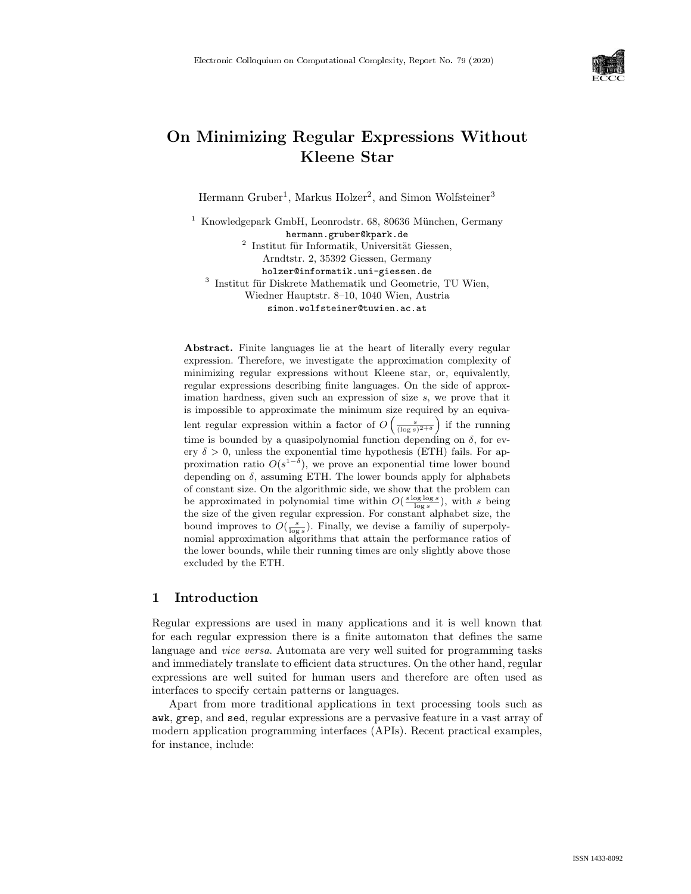# On Minimizing Regular Expressions Without Kleene Star

Hermann Gruber[1], Markus Holzer[2], and Simon Wolfsteiner[3]

[1] Knowledgepark GmbH, Leonrodstr. 68, 80636 München, Germany
hermann.gruber@kpark.de
[2] Institut für Informatik, Universität Giessen,
Arndtstr. 2, 35392 Giessen, Germany
holzer@informatik.uni-giessen.de
[3] Institut für Diskrete Mathematik und Geometrie, TU Wien,
Wiedner Hauptstr. 8–10, 1040 Wien, Austria
simon.wolfsteiner@tuwien.ac.at

**Abstract.** Finite languages lie at the heart of literally every regular expression. Therefore, we investigate the approximation complexity of minimizing regular expressions without Kleene star, or, equivalently, regular expressions describing finite languages. On the side of approximation hardness, given such an expression of size $s$, we prove that it is impossible to approximate the minimum size required by an equivalent regular expression within a factor of $O\left(\frac{s}{(\log s)^{2+\delta}}\right)$ if the running time is bounded by a quasipolynomial function depending on $\delta$, for every $\delta > 0$, unless the exponential time hypothesis (ETH) fails. For approximation ratio $O(s^{1-\delta})$, we prove an exponential time lower bound depending on $\delta$, assuming ETH. The lower bounds apply for alphabets of constant size. On the algorithmic side, we show that the problem can be approximated in polynomial time within $O(\frac{s \log \log s}{\log s})$, with $s$ being the size of the given regular expression. For constant alphabet size, the bound improves to $O(\frac{s}{\log s})$. Finally, we devise a familiy of superpolynomial approximation algorithms that attain the performance ratios of the lower bounds, while their running times are only slightly above those excluded by the ETH.

## 1 Introduction

Regular expressions are used in many applications and it is well known that for each regular expression there is a finite automaton that defines the same language and *vice versa*. Automata are very well suited for programming tasks and immediately translate to efficient data structures. On the other hand, regular expressions are well suited for human users and therefore are often used as interfaces to specify certain patterns or languages.

Apart from more traditional applications in text processing tools such as awk, grep, and sed, regular expressions are a pervasive feature in a vast array of modern application programming interfaces (APIs). Recent practical examples, for instance, include: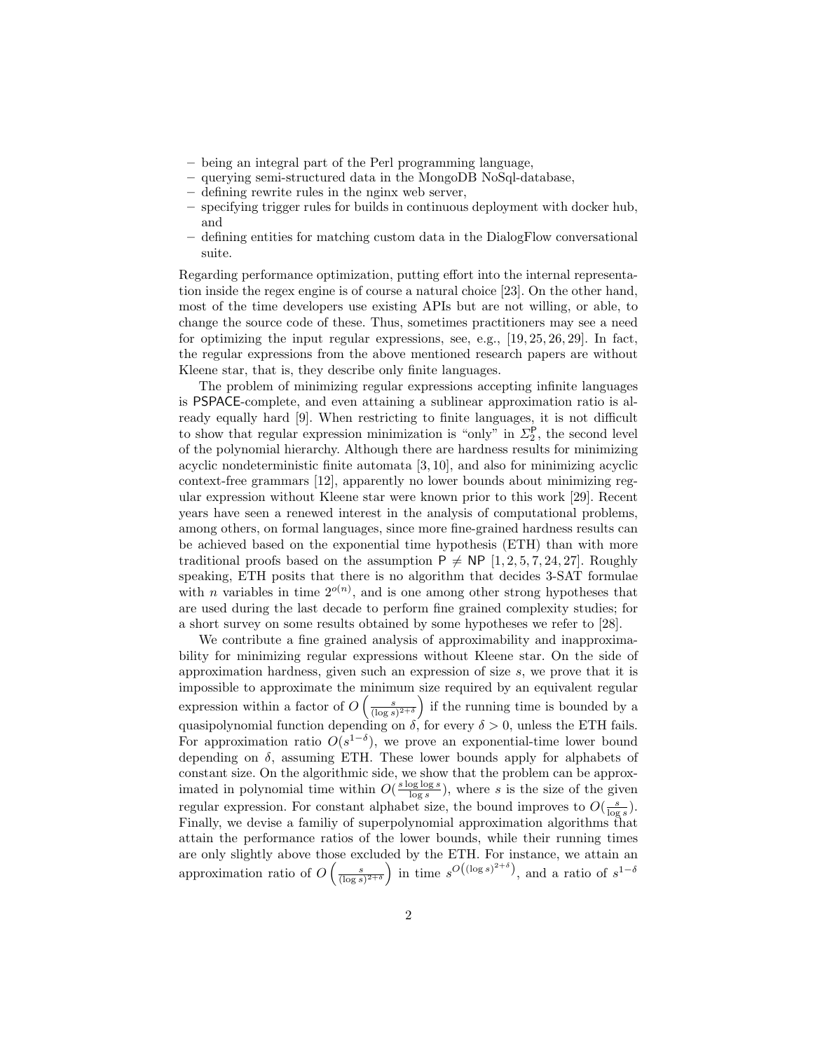- being an integral part of the Perl programming language,
- querying semi-structured data in the MongoDB NoSql-database,
- defining rewrite rules in the nginx web server,
- specifying trigger rules for builds in continuous deployment with docker hub, and
- defining entities for matching custom data in the DialogFlow conversational suite.

Regarding performance optimization, putting effort into the internal representation inside the regex engine is of course a natural choice [23]. On the other hand, most of the time developers use existing APIs but are not willing, or able, to change the source code of these. Thus, sometimes practitioners may see a need for optimizing the input regular expressions, see, e.g., [19, 25, 26, 29]. In fact, the regular expressions from the above mentioned research papers are without Kleene star, that is, they describe only finite languages.

The problem of minimizing regular expressions accepting infinite languages is PSPACE-complete, and even attaining a sublinear approximation ratio is already equally hard [9]. When restricting to finite languages, it is not difficult to show that regular expression minimization is "only" in $\Sigma_2^{\mathsf{P}}$, the second level of the polynomial hierarchy. Although there are hardness results for minimizing acyclic nondeterministic finite automata [3, 10], and also for minimizing acyclic context-free grammars [12], apparently no lower bounds about minimizing regular expression without Kleene star were known prior to this work [29]. Recent years have seen a renewed interest in the analysis of computational problems, among others, on formal languages, since more fine-grained hardness results can be achieved based on the exponential time hypothesis (ETH) than with more traditional proofs based on the assumption $\mathsf{P} \neq \mathsf{NP}$ [1, 2, 5, 7, 24, 27]. Roughly speaking, ETH posits that there is no algorithm that decides 3-SAT formulae with $n$ variables in time $2^{o(n)}$, and is one among other strong hypotheses that are used during the last decade to perform fine grained complexity studies; for a short survey on some results obtained by some hypotheses we refer to [28].

We contribute a fine grained analysis of approximability and inapproximability for minimizing regular expressions without Kleene star. On the side of approximation hardness, given such an expression of size $s$, we prove that it is impossible to approximate the minimum size required by an equivalent regular expression within a factor of $O\left(\frac{s}{(\log s)^{2+\delta}}\right)$ if the running time is bounded by a quasipolynomial function depending on $\delta$, for every $\delta > 0$, unless the ETH fails. For approximation ratio $O(s^{1-\delta})$, we prove an exponential-time lower bound depending on $\delta$, assuming ETH. These lower bounds apply for alphabets of constant size. On the algorithmic side, we show that the problem can be approximated in polynomial time within $O(\frac{s \log \log s}{\log s})$, where $s$ is the size of the given regular expression. For constant alphabet size, the bound improves to $O(\frac{s}{\log s})$. Finally, we devise a familiy of superpolynomial approximation algorithms that attain the performance ratios of the lower bounds, while their running times are only slightly above those excluded by the ETH. For instance, we attain an approximation ratio of $O\left(\frac{s}{(\log s)^{2+\delta}}\right)$ in time $s^{O\left((\log s)^{2+\delta}\right)}$, and a ratio of $s^{1-\delta}$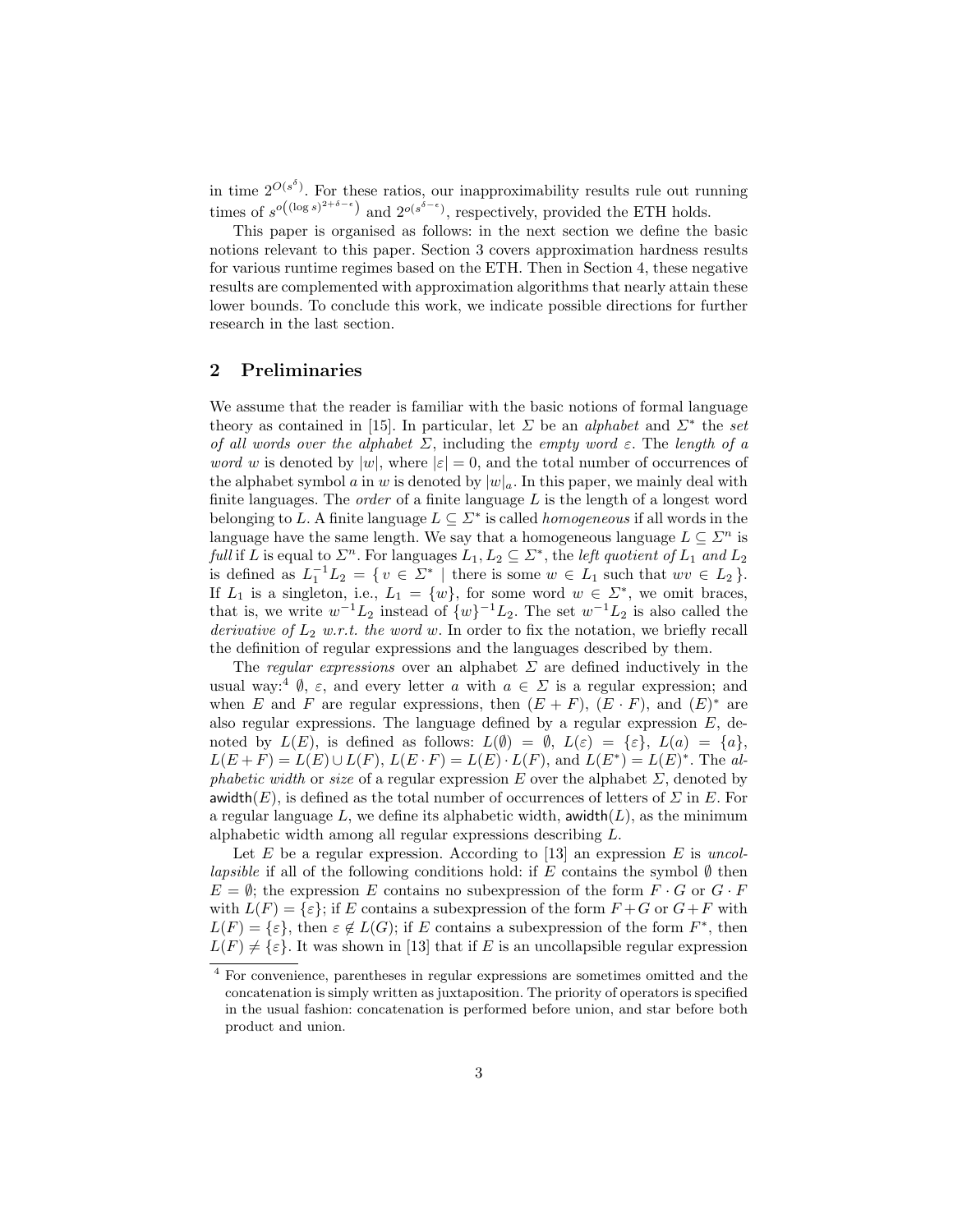in time $2^{O(s^\delta)}$. For these ratios, our inapproximability results rule out running times of $s^{o\left((\log s)^{2+\delta-\epsilon}\right)}$ and $2^{o(s^{\delta-\epsilon})}$, respectively, provided the ETH holds.

This paper is organised as follows: in the next section we define the basic notions relevant to this paper. Section 3 covers approximation hardness results for various runtime regimes based on the ETH. Then in Section 4, these negative results are complemented with approximation algorithms that nearly attain these lower bounds. To conclude this work, we indicate possible directions for further research in the last section.

## 2 Preliminaries

We assume that the reader is familiar with the basic notions of formal language theory as contained in [15]. In particular, let $\Sigma$ be an *alphabet* and $\Sigma^*$ the *set of all words over the alphabet* $\Sigma$, including the *empty word* $\varepsilon$. The *length of a word* $w$ is denoted by $|w|$, where $|\varepsilon| = 0$, and the total number of occurrences of the alphabet symbol $a$ in $w$ is denoted by $|w|_a$. In this paper, we mainly deal with finite languages. The *order* of a finite language $L$ is the length of a longest word belonging to $L$. A finite language $L \subseteq \Sigma^*$ is called *homogeneous* if all words in the language have the same length. We say that a homogeneous language $L \subseteq \Sigma^n$ is *full* if $L$ is equal to $\Sigma^n$. For languages $L_1, L_2 \subseteq \Sigma^*$, the *left quotient of* $L_1$ *and* $L_2$ is defined as $L_1^{-1}L_2 = \{\, v \in \Sigma^* \mid \text{there is some } w \in L_1 \text{ such that } wv \in L_2 \,\}$. If $L_1$ is a singleton, i.e., $L_1 = \{w\}$, for some word $w \in \Sigma^*$, we omit braces, that is, we write $w^{-1}L_2$ instead of $\{w\}^{-1}L_2$. The set $w^{-1}L_2$ is also called the *derivative of* $L_2$ *w.r.t. the word* $w$. In order to fix the notation, we briefly recall the definition of regular expressions and the languages described by them.

The *regular expressions* over an alphabet $\Sigma$ are defined inductively in the usual way:[4] $\emptyset$, $\varepsilon$, and every letter $a$ with $a \in \Sigma$ is a regular expression; and when $E$ and $F$ are regular expressions, then $(E + F)$, $(E \cdot F)$, and $(E)^*$ are also regular expressions. The language defined by a regular expression $E$, denoted by $L(E)$, is defined as follows: $L(\emptyset) = \emptyset$, $L(\varepsilon) = \{\varepsilon\}$, $L(a) = \{a\}$, $L(E + F) = L(E) \cup L(F)$, $L(E \cdot F) = L(E) \cdot L(F)$, and $L(E^*) = L(E)^*$. The *alphabetic width* or *size* of a regular expression $E$ over the alphabet $\Sigma$, denoted by $\mathsf{awidth}(E)$, is defined as the total number of occurrences of letters of $\Sigma$ in $E$. For a regular language $L$, we define its alphabetic width, $\mathsf{awidth}(L)$, as the minimum alphabetic width among all regular expressions describing $L$.

Let $E$ be a regular expression. According to [13] an expression $E$ is *uncollapsible* if all of the following conditions hold: if $E$ contains the symbol $\emptyset$ then $E = \emptyset$; the expression $E$ contains no subexpression of the form $F \cdot G$ or $G \cdot F$ with $L(F) = \{\varepsilon\}$; if $E$ contains a subexpression of the form $F + G$ or $G + F$ with $L(F) = \{\varepsilon\}$, then $\varepsilon \notin L(G)$; if $E$ contains a subexpression of the form $F^*$, then $L(F) \neq \{\varepsilon\}$. It was shown in [13] that if $E$ is an uncollapsible regular expression

[4] For convenience, parentheses in regular expressions are sometimes omitted and the concatenation is simply written as juxtaposition. The priority of operators is specified in the usual fashion: concatenation is performed before union, and star before both product and union.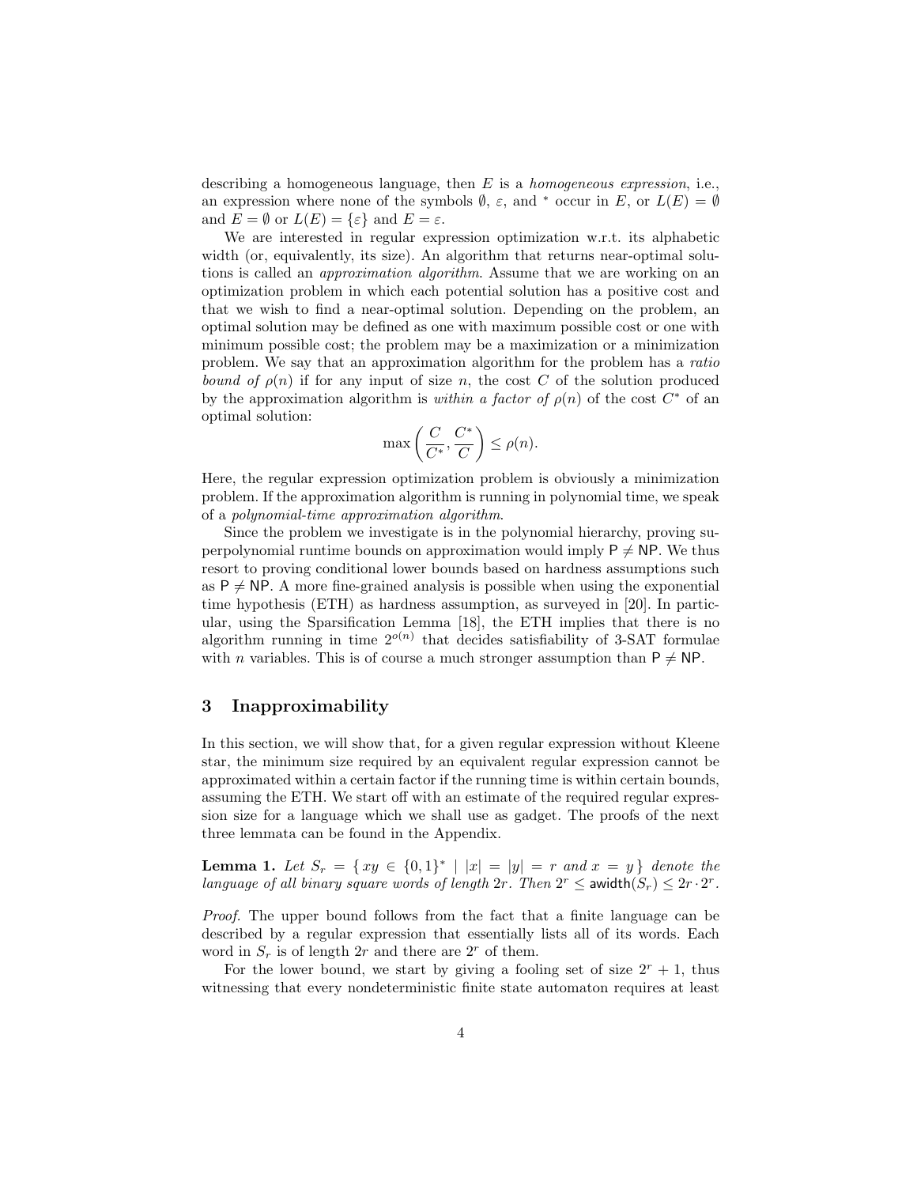describing a homogeneous language, then $E$ is a *homogeneous expression*, i.e., an expression where none of the symbols $\emptyset$, $\varepsilon$, and $^*$ occur in $E$, or $L(E) = \emptyset$ and $E = \emptyset$ or $L(E) = \{\varepsilon\}$ and $E = \varepsilon$.

We are interested in regular expression optimization w.r.t. its alphabetic width (or, equivalently, its size). An algorithm that returns near-optimal solutions is called an *approximation algorithm*. Assume that we are working on an optimization problem in which each potential solution has a positive cost and that we wish to find a near-optimal solution. Depending on the problem, an optimal solution may be defined as one with maximum possible cost or one with minimum possible cost; the problem may be a maximization or a minimization problem. We say that an approximation algorithm for the problem has a *ratio bound of* $\rho(n)$ if for any input of size $n$, the cost $C$ of the solution produced by the approximation algorithm is *within a factor of* $\rho(n)$ of the cost $C^*$ of an optimal solution:

$$\max\left(\frac{C}{C^*}, \frac{C^*}{C}\right) \leq \rho(n).$$

Here, the regular expression optimization problem is obviously a minimization problem. If the approximation algorithm is running in polynomial time, we speak of a *polynomial-time approximation algorithm*.

Since the problem we investigate is in the polynomial hierarchy, proving superpolynomial runtime bounds on approximation would imply $\mathsf{P} \neq \mathsf{NP}$. We thus resort to proving conditional lower bounds based on hardness assumptions such as $\mathsf{P} \neq \mathsf{NP}$. A more fine-grained analysis is possible when using the exponential time hypothesis (ETH) as hardness assumption, as surveyed in [20]. In particular, using the Sparsification Lemma [18], the ETH implies that there is no algorithm running in time $2^{o(n)}$ that decides satisfiability of 3-SAT formulae with $n$ variables. This is of course a much stronger assumption than $\mathsf{P} \neq \mathsf{NP}$.

## 3 Inapproximability

In this section, we will show that, for a given regular expression without Kleene star, the minimum size required by an equivalent regular expression cannot be approximated within a certain factor if the running time is within certain bounds, assuming the ETH. We start off with an estimate of the required regular expression size for a language which we shall use as gadget. The proofs of the next three lemmata can be found in the Appendix.

**Lemma 1.** *Let $S_r = \{\, xy \in \{0,1\}^* \mid |x| = |y| = r \text{ and } x = y \,\}$ denote the language of all binary square words of length $2r$. Then $2^r \leq \mathsf{awidth}(S_r) \leq 2r \cdot 2^r$.*

*Proof.* The upper bound follows from the fact that a finite language can be described by a regular expression that essentially lists all of its words. Each word in $S_r$ is of length $2r$ and there are $2^r$ of them.

For the lower bound, we start by giving a fooling set of size $2^r + 1$, thus witnessing that every nondeterministic finite state automaton requires at least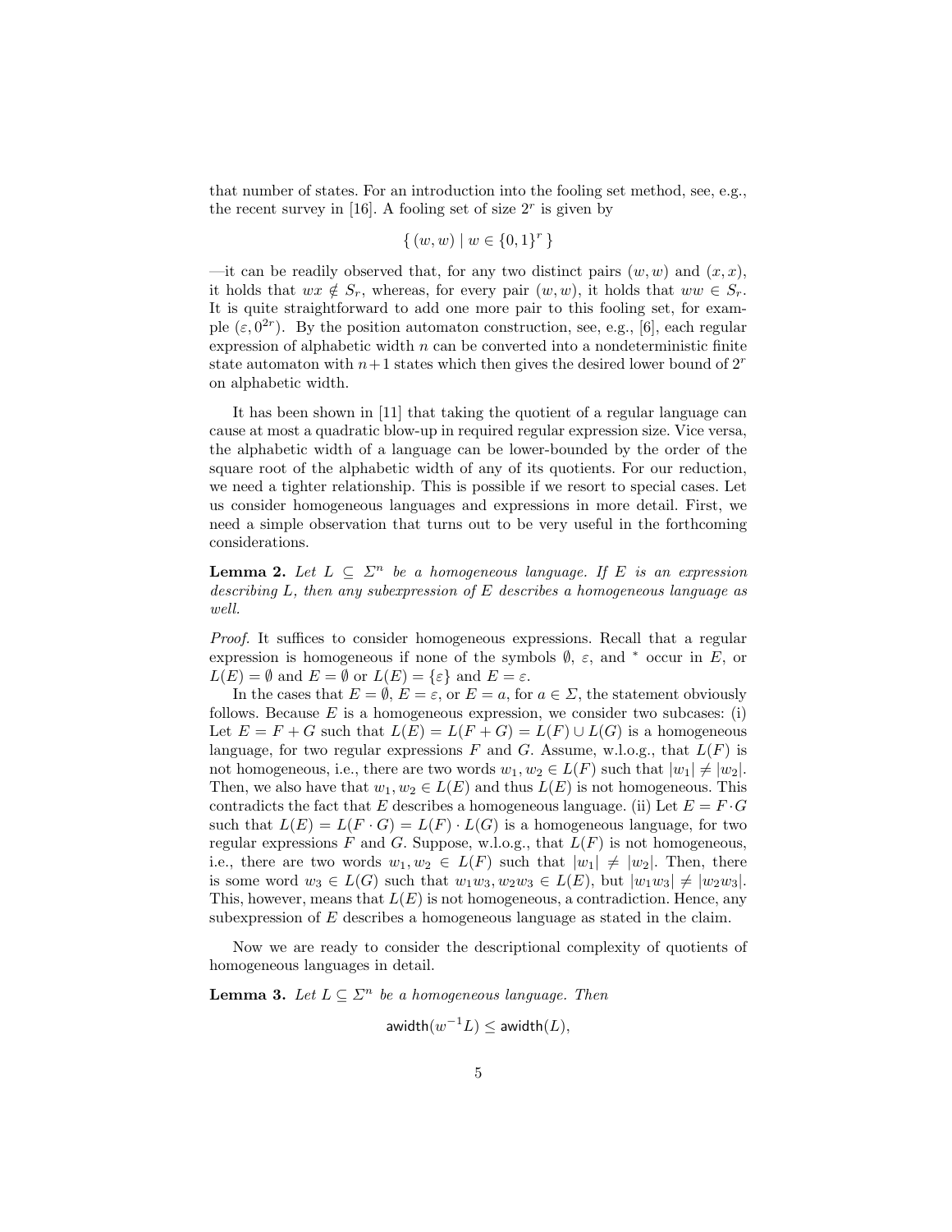that number of states. For an introduction into the fooling set method, see, e.g., the recent survey in [16]. A fooling set of size $2^r$ is given by

$$\{ (w, w) \mid w \in \{0,1\}^r \}$$

—it can be readily observed that, for any two distinct pairs $(w, w)$ and $(x, x)$, it holds that $wx \notin S_r$, whereas, for every pair $(w, w)$, it holds that $ww \in S_r$. It is quite straightforward to add one more pair to this fooling set, for example $(\varepsilon, 0^{2r})$. By the position automaton construction, see, e.g., [6], each regular expression of alphabetic width $n$ can be converted into a nondeterministic finite state automaton with $n+1$ states which then gives the desired lower bound of $2^r$ on alphabetic width.

It has been shown in [11] that taking the quotient of a regular language can cause at most a quadratic blow-up in required regular expression size. Vice versa, the alphabetic width of a language can be lower-bounded by the order of the square root of the alphabetic width of any of its quotients. For our reduction, we need a tighter relationship. This is possible if we resort to special cases. Let us consider homogeneous languages and expressions in more detail. First, we need a simple observation that turns out to be very useful in the forthcoming considerations.

**Lemma 2.** *Let $L \subseteq \Sigma^n$ be a homogeneous language. If $E$ is an expression describing $L$, then any subexpression of $E$ describes a homogeneous language as well.*

*Proof.* It suffices to consider homogeneous expressions. Recall that a regular expression is homogeneous if none of the symbols $\emptyset$, $\varepsilon$, and $^*$ occur in $E$, or $L(E) = \emptyset$ and $E = \emptyset$ or $L(E) = \{\varepsilon\}$ and $E = \varepsilon$.

In the cases that $E = \emptyset$, $E = \varepsilon$, or $E = a$, for $a \in \Sigma$, the statement obviously follows. Because $E$ is a homogeneous expression, we consider two subcases: (i) Let $E = F + G$ such that $L(E) = L(F + G) = L(F) \cup L(G)$ is a homogeneous language, for two regular expressions $F$ and $G$. Assume, w.l.o.g., that $L(F)$ is not homogeneous, i.e., there are two words $w_1, w_2 \in L(F)$ such that $|w_1| \neq |w_2|$. Then, we also have that $w_1, w_2 \in L(E)$ and thus $L(E)$ is not homogeneous. This contradicts the fact that $E$ describes a homogeneous language. (ii) Let $E = F \cdot G$ such that $L(E) = L(F \cdot G) = L(F) \cdot L(G)$ is a homogeneous language, for two regular expressions $F$ and $G$. Suppose, w.l.o.g., that $L(F)$ is not homogeneous, i.e., there are two words $w_1, w_2 \in L(F)$ such that $|w_1| \neq |w_2|$. Then, there is some word $w_3 \in L(G)$ such that $w_1w_3, w_2w_3 \in L(E)$, but $|w_1w_3| \neq |w_2w_3|$. This, however, means that $L(E)$ is not homogeneous, a contradiction. Hence, any subexpression of $E$ describes a homogeneous language as stated in the claim.

Now we are ready to consider the descriptional complexity of quotients of homogeneous languages in detail.

**Lemma 3.** *Let $L \subseteq \Sigma^n$ be a homogeneous language. Then*

$$\mathsf{awidth}(w^{-1}L) \leq \mathsf{awidth}(L),$$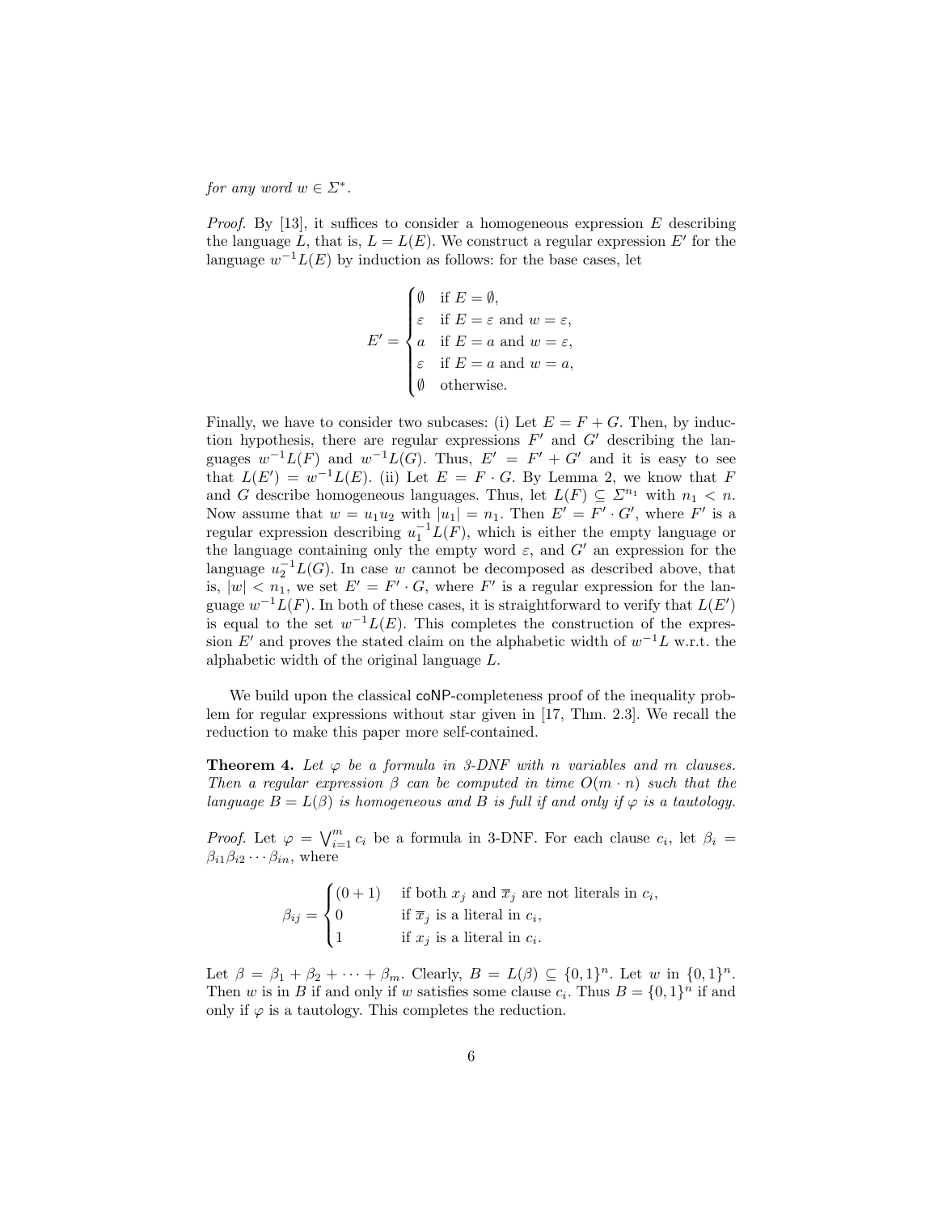*for any word $w \in \Sigma^*$.*

*Proof.* By [13], it suffices to consider a homogeneous expression $E$ describing the language $L$, that is, $L = L(E)$. We construct a regular expression $E'$ for the language $w^{-1}L(E)$ by induction as follows: for the base cases, let

$$E' = \begin{cases} \emptyset & \text{if } E = \emptyset, \\ \varepsilon & \text{if } E = \varepsilon \text{ and } w = \varepsilon, \\ a & \text{if } E = a \text{ and } w = \varepsilon, \\ \varepsilon & \text{if } E = a \text{ and } w = a, \\ \emptyset & \text{otherwise.} \end{cases}$$

Finally, we have to consider two subcases: (i) Let $E = F + G$. Then, by induction hypothesis, there are regular expressions $F'$ and $G'$ describing the languages $w^{-1}L(F)$ and $w^{-1}L(G)$. Thus, $E' = F' + G'$ and it is easy to see that $L(E') = w^{-1}L(E)$. (ii) Let $E = F \cdot G$. By Lemma 2, we know that $F$ and $G$ describe homogeneous languages. Thus, let $L(F) \subseteq \Sigma^{n_1}$ with $n_1 < n$. Now assume that $w = u_1u_2$ with $|u_1| = n_1$. Then $E' = F' \cdot G'$, where $F'$ is a regular expression describing $u_1^{-1}L(F)$, which is either the empty language or the language containing only the empty word $\varepsilon$, and $G'$ an expression for the language $u_2^{-1}L(G)$. In case $w$ cannot be decomposed as described above, that is, $|w| < n_1$, we set $E' = F' \cdot G$, where $F'$ is a regular expression for the language $w^{-1}L(F)$. In both of these cases, it is straightforward to verify that $L(E')$ is equal to the set $w^{-1}L(E)$. This completes the construction of the expression $E'$ and proves the stated claim on the alphabetic width of $w^{-1}L$ w.r.t. the alphabetic width of the original language $L$.

We build upon the classical coNP-completeness proof of the inequality problem for regular expressions without star given in [17, Thm. 2.3]. We recall the reduction to make this paper more self-contained.

**Theorem 4.** *Let $\varphi$ be a formula in 3-DNF with $n$ variables and $m$ clauses. Then a regular expression $\beta$ can be computed in time $O(m \cdot n)$ such that the language $B = L(\beta)$ is homogeneous and $B$ is full if and only if $\varphi$ is a tautology.*

*Proof.* Let $\varphi = \bigvee_{i=1}^{m} c_i$ be a formula in 3-DNF. For each clause $c_i$, let $\beta_i = \beta_{i1}\beta_{i2}\cdots\beta_{in}$, where

$$\beta_{ij} = \begin{cases} (0+1) & \text{if both } x_j \text{ and } \overline{x}_j \text{ are not literals in } c_i, \\ 0 & \text{if } \overline{x}_j \text{ is a literal in } c_i, \\ 1 & \text{if } x_j \text{ is a literal in } c_i. \end{cases}$$

Let $\beta = \beta_1 + \beta_2 + \cdots + \beta_m$. Clearly, $B = L(\beta) \subseteq \{0,1\}^n$. Let $w$ in $\{0,1\}^n$. Then $w$ is in $B$ if and only if $w$ satisfies some clause $c_i$. Thus $B = \{0,1\}^n$ if and only if $\varphi$ is a tautology. This completes the reduction.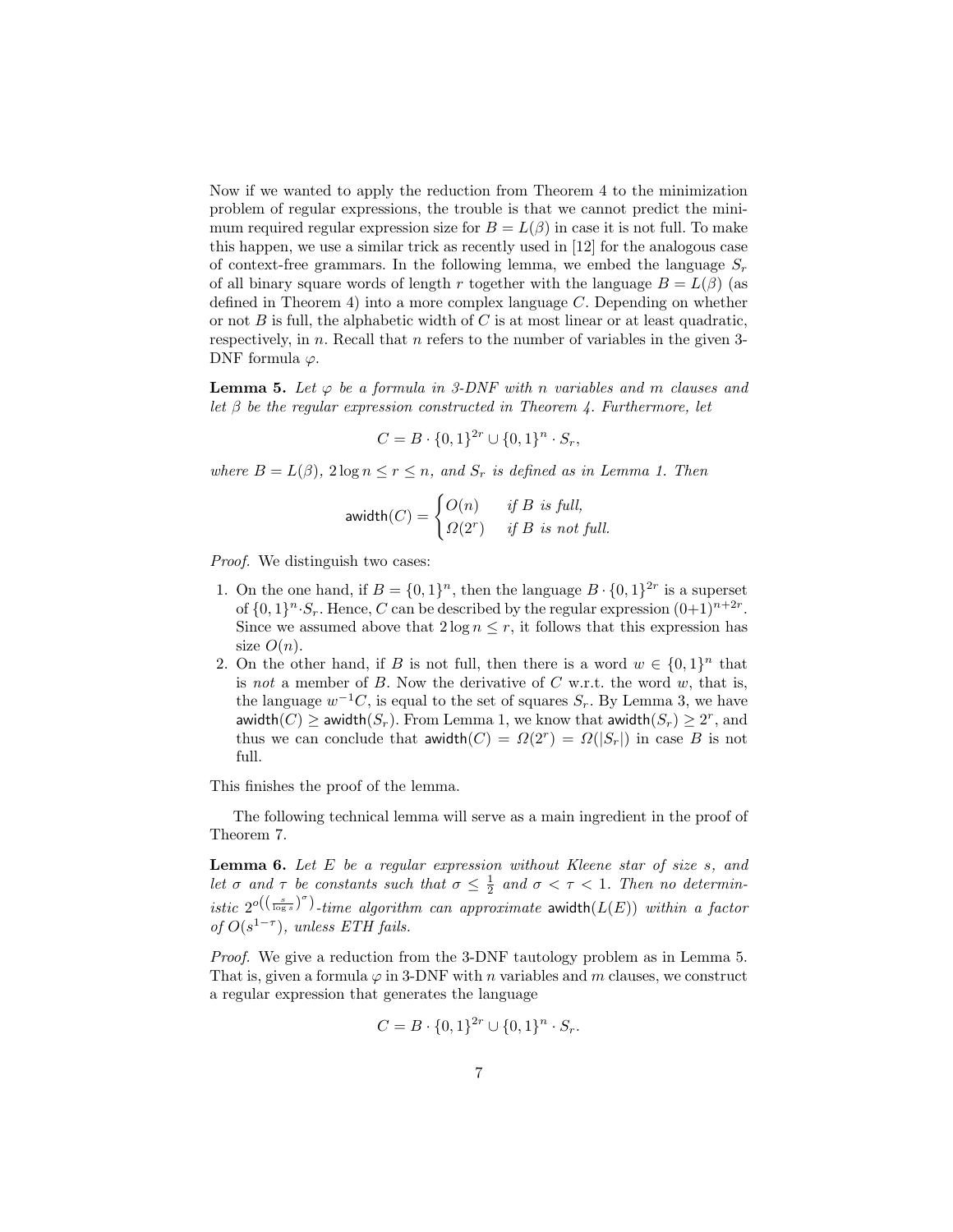Now if we wanted to apply the reduction from Theorem 4 to the minimization problem of regular expressions, the trouble is that we cannot predict the minimum required regular expression size for $B = L(\beta)$ in case it is not full. To make this happen, we use a similar trick as recently used in [12] for the analogous case of context-free grammars. In the following lemma, we embed the language $S_r$ of all binary square words of length $r$ together with the language $B = L(\beta)$ (as defined in Theorem 4) into a more complex language $C$. Depending on whether or not $B$ is full, the alphabetic width of $C$ is at most linear or at least quadratic, respectively, in $n$. Recall that $n$ refers to the number of variables in the given 3-DNF formula $\varphi$.

**Lemma 5.** *Let $\varphi$ be a formula in 3-DNF with $n$ variables and $m$ clauses and let $\beta$ be the regular expression constructed in Theorem 4. Furthermore, let*

$$C = B \cdot \{0,1\}^{2r} \cup \{0,1\}^n \cdot S_r,$$

*where $B = L(\beta)$, $2\log n \leq r \leq n$, and $S_r$ is defined as in Lemma 1. Then*

$$\mathsf{awidth}(C) = \begin{cases} O(n) & \text{if } B \text{ is full,} \\ \Omega(2^r) & \text{if } B \text{ is not full.} \end{cases}$$

*Proof.* We distinguish two cases:

1. On the one hand, if $B = \{0,1\}^n$, then the language $B \cdot \{0,1\}^{2r}$ is a superset of $\{0,1\}^n \cdot S_r$. Hence, $C$ can be described by the regular expression $(0+1)^{n+2r}$. Since we assumed above that $2\log n \leq r$, it follows that this expression has size $O(n)$.
2. On the other hand, if $B$ is not full, then there is a word $w \in \{0,1\}^n$ that is *not* a member of $B$. Now the derivative of $C$ w.r.t. the word $w$, that is, the language $w^{-1}C$, is equal to the set of squares $S_r$. By Lemma 3, we have $\mathsf{awidth}(C) \geq \mathsf{awidth}(S_r)$. From Lemma 1, we know that $\mathsf{awidth}(S_r) \geq 2^r$, and thus we can conclude that $\mathsf{awidth}(C) = \Omega(2^r) = \Omega(|S_r|)$ in case $B$ is not full.

This finishes the proof of the lemma.

The following technical lemma will serve as a main ingredient in the proof of Theorem 7.

**Lemma 6.** *Let $E$ be a regular expression without Kleene star of size $s$, and let $\sigma$ and $\tau$ be constants such that $\sigma \leq \frac{1}{2}$ and $\sigma < \tau < 1$. Then no deterministic $2^{o\left(\left(\frac{s}{\log s}\right)^{\sigma}\right)}$-time algorithm can approximate $\mathsf{awidth}(L(E))$ within a factor of $O(s^{1-\tau})$, unless ETH fails.*

*Proof.* We give a reduction from the 3-DNF tautology problem as in Lemma 5. That is, given a formula $\varphi$ in 3-DNF with $n$ variables and $m$ clauses, we construct a regular expression that generates the language

$$C = B \cdot \{0,1\}^{2r} \cup \{0,1\}^n \cdot S_r.$$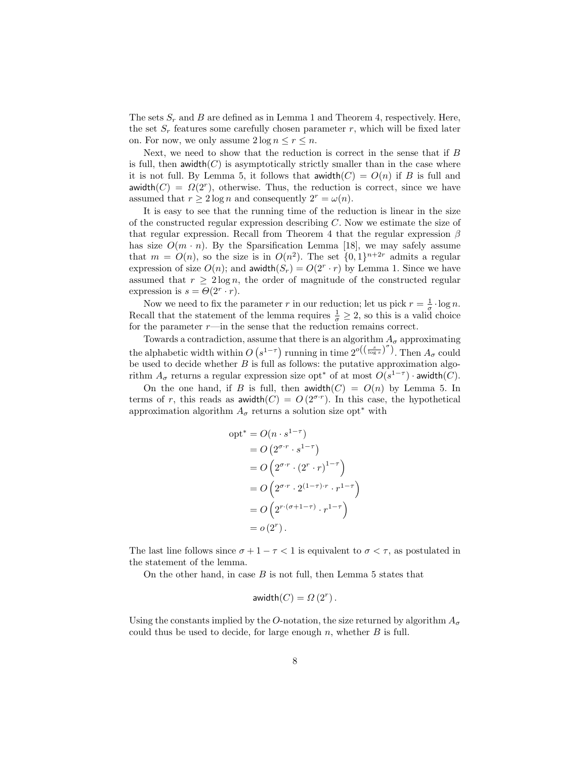The sets $S_r$ and $B$ are defined as in Lemma 1 and Theorem 4, respectively. Here, the set $S_r$ features some carefully chosen parameter $r$, which will be fixed later on. For now, we only assume $2 \log n \leq r \leq n$.

Next, we need to show that the reduction is correct in the sense that if $B$ is full, then $\mathsf{awidth}(C)$ is asymptotically strictly smaller than in the case where it is not full. By Lemma 5, it follows that $\mathsf{awidth}(C) = O(n)$ if $B$ is full and $\mathsf{awidth}(C) = \Omega(2^r)$, otherwise. Thus, the reduction is correct, since we have assumed that $r \geq 2 \log n$ and consequently $2^r = \omega(n)$.

It is easy to see that the running time of the reduction is linear in the size of the constructed regular expression describing $C$. Now we estimate the size of that regular expression. Recall from Theorem 4 that the regular expression $\beta$ has size $O(m \cdot n)$. By the Sparsification Lemma [18], we may safely assume that $m = O(n)$, so the size is in $O(n^2)$. The set $\{0,1\}^{n+2r}$ admits a regular expression of size $O(n)$; and $\mathsf{awidth}(S_r) = O(2^r \cdot r)$ by Lemma 1. Since we have assumed that $r \geq 2 \log n$, the order of magnitude of the constructed regular expression is $s = \Theta(2^r \cdot r)$.

Now we need to fix the parameter $r$ in our reduction; let us pick $r = \frac{1}{\sigma} \cdot \log n$. Recall that the statement of the lemma requires $\frac{1}{\sigma} \geq 2$, so this is a valid choice for the parameter $r$—in the sense that the reduction remains correct.

Towards a contradiction, assume that there is an algorithm $A_\sigma$ approximating the alphabetic width within $O\left(s^{1-\tau}\right)$ running in time $2^{o\left(\left(\frac{s}{\log s}\right)^\sigma\right)}$. Then $A_\sigma$ could be used to decide whether $B$ is full as follows: the putative approximation algorithm $A_\sigma$ returns a regular expression size opt$^*$ of at most $O(s^{1-\tau}) \cdot \mathsf{awidth}(C)$.

On the one hand, if $B$ is full, then $\mathsf{awidth}(C) = O(n)$ by Lemma 5. In terms of $r$, this reads as $\mathsf{awidth}(C) = O\left(2^{\sigma \cdot r}\right)$. In this case, the hypothetical approximation algorithm $A_\sigma$ returns a solution size opt$^*$ with

$$
\begin{aligned}
\text{opt}^* &= O(n \cdot s^{1-\tau}) \\
&= O\left(2^{\sigma \cdot r} \cdot s^{1-\tau}\right) \\
&= O\left(2^{\sigma \cdot r} \cdot \left(2^r \cdot r\right)^{1-\tau}\right) \\
&= O\left(2^{\sigma \cdot r} \cdot 2^{(1-\tau) \cdot r} \cdot r^{1-\tau}\right) \\
&= O\left(2^{r \cdot (\sigma + 1 - \tau)} \cdot r^{1-\tau}\right) \\
&= o\left(2^r\right).
\end{aligned}
$$

The last line follows since $\sigma + 1 - \tau < 1$ is equivalent to $\sigma < \tau$, as postulated in the statement of the lemma.

On the other hand, in case $B$ is not full, then Lemma 5 states that

$$
\mathsf{awidth}(C) = \Omega\left(2^r\right).
$$

Using the constants implied by the $O$-notation, the size returned by algorithm $A_\sigma$ could thus be used to decide, for large enough $n$, whether $B$ is full.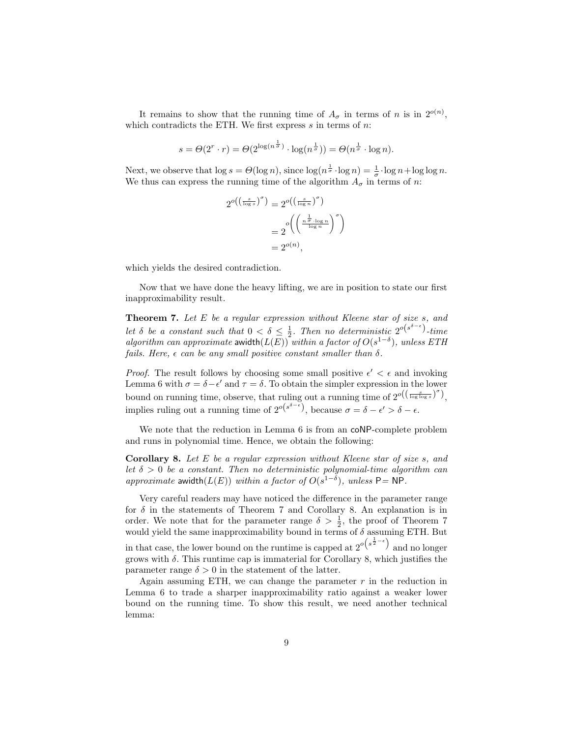It remains to show that the running time of $A_\sigma$ in terms of $n$ is in $2^{o(n)}$, which contradicts the ETH. We first express $s$ in terms of $n$:

$$s = \Theta(2^r \cdot r) = \Theta(2^{\log(n^{\frac{1}{\sigma}})} \cdot \log(n^{\frac{1}{\sigma}})) = \Theta(n^{\frac{1}{\sigma}} \cdot \log n).$$

Next, we observe that $\log s = \Theta(\log n)$, since $\log(n^{\frac{1}{\sigma}} \cdot \log n) = \frac{1}{\sigma} \cdot \log n + \log\log n$. We thus can express the running time of the algorithm $A_\sigma$ in terms of $n$:

$$\begin{aligned}
2^{o\left(\left(\frac{s}{\log s}\right)^\sigma\right)} &= 2^{o\left(\left(\frac{s}{\log n}\right)^\sigma\right)} \\
&= 2^{o\left(\left(\frac{n^{\frac{1}{\sigma}} \cdot \log n}{\log n}\right)^\sigma\right)} \\
&= 2^{o(n)},
\end{aligned}$$

which yields the desired contradiction.

Now that we have done the heavy lifting, we are in position to state our first inapproximability result.

**Theorem 7.** *Let $E$ be a regular expression without Kleene star of size $s$, and let $\delta$ be a constant such that $0 < \delta \leq \frac{1}{2}$. Then no deterministic $2^{o\left(s^{\delta-\epsilon}\right)}$-time algorithm can approximate $\mathsf{awidth}(L(E))$ within a factor of $O(s^{1-\delta})$, unless ETH fails. Here, $\epsilon$ can be any small positive constant smaller than $\delta$.*

*Proof.* The result follows by choosing some small positive $\epsilon' < \epsilon$ and invoking Lemma 6 with $\sigma = \delta - \epsilon'$ and $\tau = \delta$. To obtain the simpler expression in the lower bound on running time, observe, that ruling out a running time of $2^{o\left(\left(\frac{s}{\log\log s}\right)^\sigma\right)}$, implies ruling out a running time of $2^{o\left(s^{\delta-\epsilon}\right)}$, because $\sigma = \delta - \epsilon' > \delta - \epsilon$.

We note that the reduction in Lemma 6 is from an coNP-complete problem and runs in polynomial time. Hence, we obtain the following:

**Corollary 8.** *Let $E$ be a regular expression without Kleene star of size $s$, and let $\delta > 0$ be a constant. Then no deterministic polynomial-time algorithm can approximate $\mathsf{awidth}(L(E))$ within a factor of $O(s^{1-\delta})$, unless $\mathsf{P} = \mathsf{NP}$.*

Very careful readers may have noticed the difference in the parameter range for $\delta$ in the statements of Theorem 7 and Corollary 8. An explanation is in order. We note that for the parameter range $\delta > \frac{1}{2}$, the proof of Theorem 7 would yield the same inapproximability bound in terms of $\delta$ assuming ETH. But in that case, the lower bound on the runtime is capped at $2^{o\left(s^{\frac{1}{2}-\epsilon}\right)}$ and no longer grows with $\delta$. This runtime cap is immaterial for Corollary 8, which justifies the parameter range $\delta > 0$ in the statement of the latter.

Again assuming ETH, we can change the parameter $r$ in the reduction in Lemma 6 to trade a sharper inapproximability ratio against a weaker lower bound on the running time. To show this result, we need another technical lemma: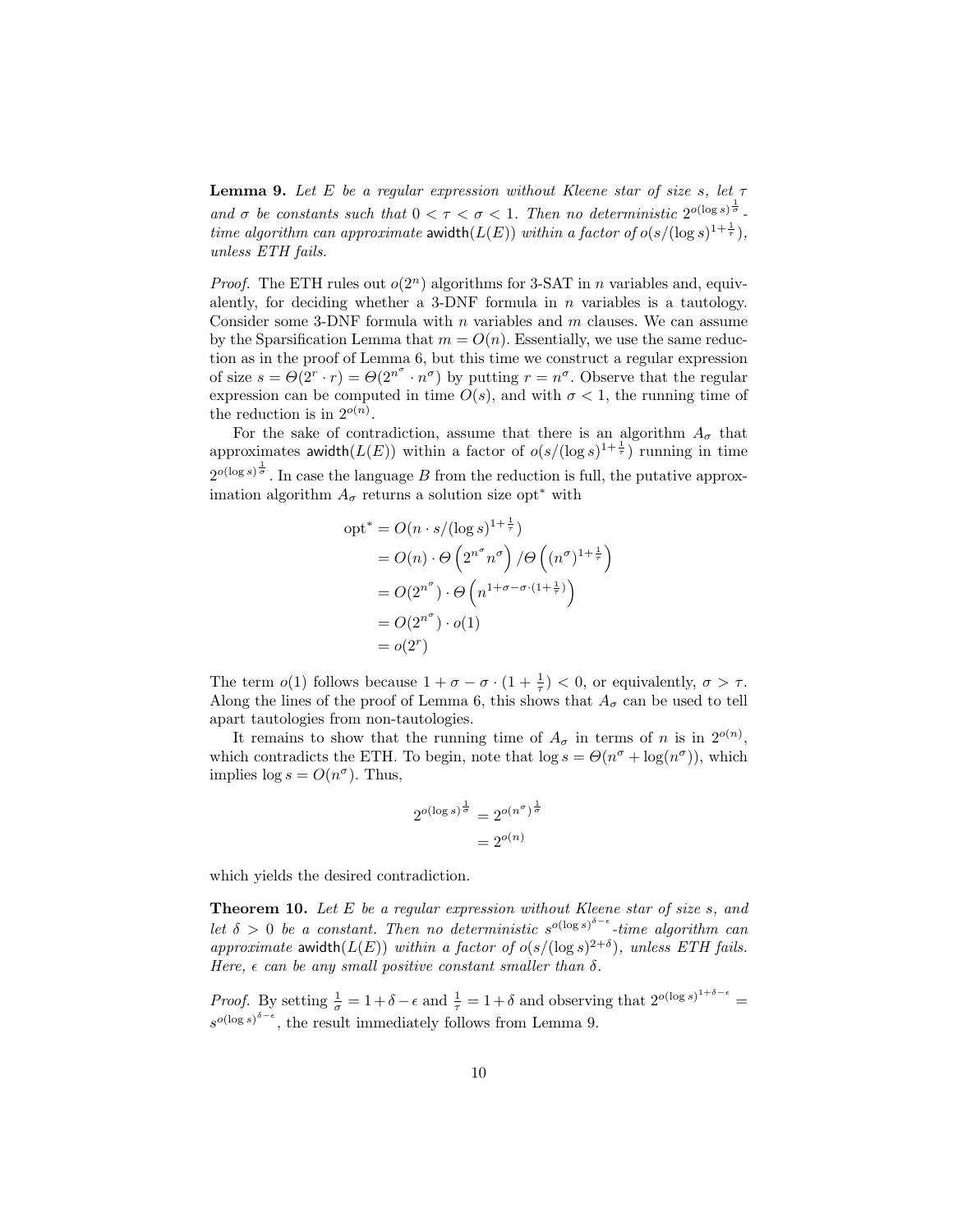**Lemma 9.** *Let $E$ be a regular expression without Kleene star of size $s$, let $\tau$ and $\sigma$ be constants such that $0 < \tau < \sigma < 1$. Then no deterministic $2^{o(\log s)^{\frac{1}{\sigma}}}$-time algorithm can approximate* $\mathsf{awidth}(L(E))$ *within a factor of $o(s/(\log s)^{1+\frac{1}{\tau}})$, unless ETH fails.*

*Proof.* The ETH rules out $o(2^n)$ algorithms for 3-SAT in $n$ variables and, equivalently, for deciding whether a 3-DNF formula in $n$ variables is a tautology. Consider some 3-DNF formula with $n$ variables and $m$ clauses. We can assume by the Sparsification Lemma that $m = O(n)$. Essentially, we use the same reduction as in the proof of Lemma 6, but this time we construct a regular expression of size $s = \Theta(2^r \cdot r) = \Theta(2^{n^\sigma} \cdot n^\sigma)$ by putting $r = n^\sigma$. Observe that the regular expression can be computed in time $O(s)$, and with $\sigma < 1$, the running time of the reduction is in $2^{o(n)}$.

For the sake of contradiction, assume that there is an algorithm $A_\sigma$ that approximates $\mathsf{awidth}(L(E))$ within a factor of $o(s/(\log s)^{1+\frac{1}{\tau}})$ running in time $2^{o(\log s)^{\frac{1}{\sigma}}}$. In case the language $B$ from the reduction is full, the putative approximation algorithm $A_\sigma$ returns a solution size $\text{opt}^*$ with

$$
\begin{aligned}
\text{opt}^* &= O(n \cdot s/(\log s)^{1+\frac{1}{\tau}}) \\
&= O(n) \cdot \Theta\left(2^{n^\sigma} n^\sigma\right) / \Theta\left((n^\sigma)^{1+\frac{1}{\tau}}\right) \\
&= O(2^{n^\sigma}) \cdot \Theta\left(n^{1+\sigma-\sigma\cdot(1+\frac{1}{\tau})}\right) \\
&= O(2^{n^\sigma}) \cdot o(1) \\
&= o(2^r)
\end{aligned}
$$

The term $o(1)$ follows because $1 + \sigma - \sigma \cdot (1 + \frac{1}{\tau}) < 0$, or equivalently, $\sigma > \tau$. Along the lines of the proof of Lemma 6, this shows that $A_\sigma$ can be used to tell apart tautologies from non-tautologies.

It remains to show that the running time of $A_\sigma$ in terms of $n$ is in $2^{o(n)}$, which contradicts the ETH. To begin, note that $\log s = \Theta(n^\sigma + \log(n^\sigma))$, which implies $\log s = O(n^\sigma)$. Thus,

$$
\begin{aligned}
2^{o(\log s)^{\frac{1}{\sigma}}} &= 2^{o(n^\sigma)^{\frac{1}{\sigma}}} \\
&= 2^{o(n)}
\end{aligned}
$$

which yields the desired contradiction.

**Theorem 10.** *Let $E$ be a regular expression without Kleene star of size $s$, and let $\delta > 0$ be a constant. Then no deterministic $s^{o(\log s)^{\delta-\epsilon}}$-time algorithm can approximate* $\mathsf{awidth}(L(E))$ *within a factor of $o(s/(\log s)^{2+\delta})$, unless ETH fails. Here, $\epsilon$ can be any small positive constant smaller than $\delta$.*

*Proof.* By setting $\frac{1}{\sigma} = 1 + \delta - \epsilon$ and $\frac{1}{\tau} = 1 + \delta$ and observing that $2^{o(\log s)^{1+\delta-\epsilon}} = s^{o(\log s)^{\delta-\epsilon}}$, the result immediately follows from Lemma 9.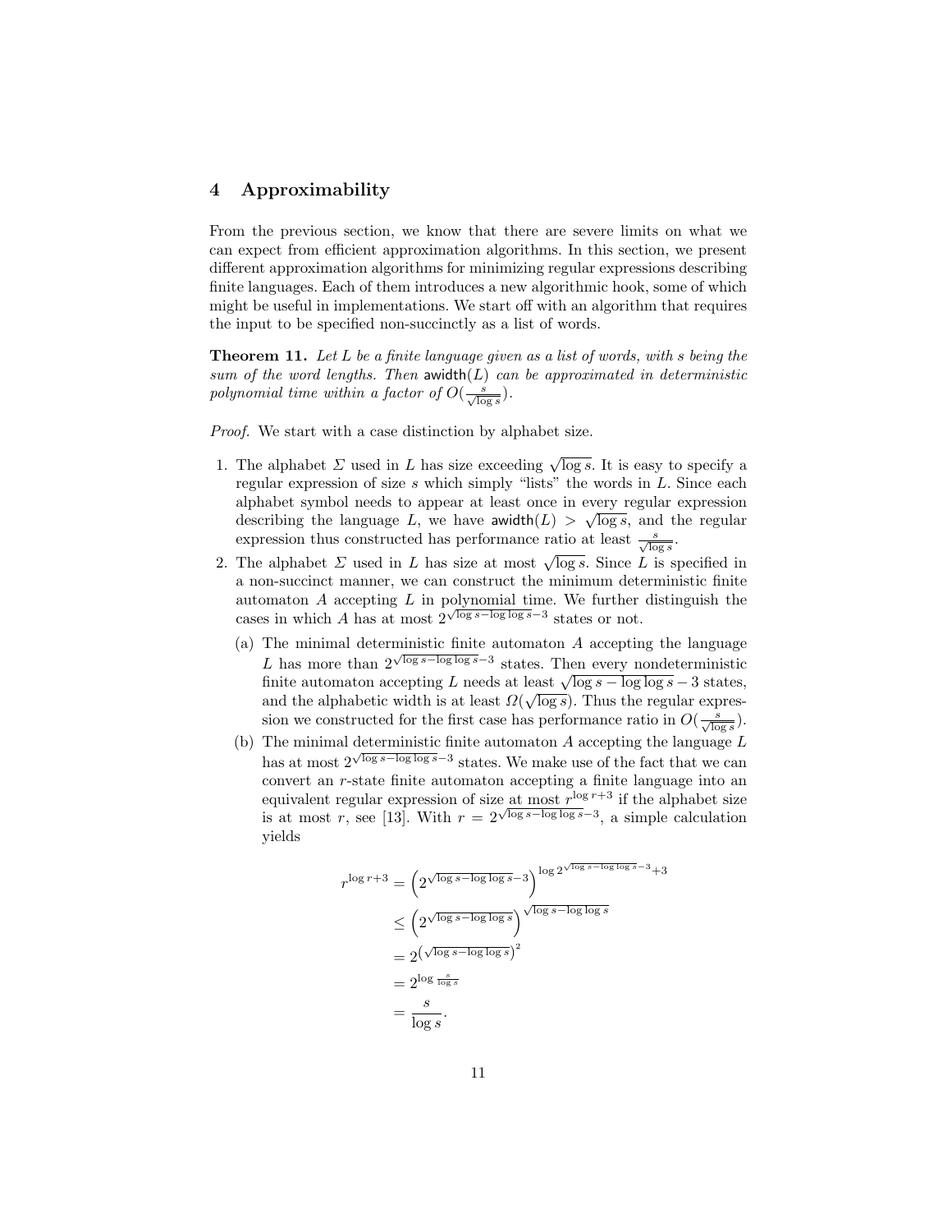## 4 Approximability

From the previous section, we know that there are severe limits on what we can expect from efficient approximation algorithms. In this section, we present different approximation algorithms for minimizing regular expressions describing finite languages. Each of them introduces a new algorithmic hook, some of which might be useful in implementations. We start off with an algorithm that requires the input to be specified non-succinctly as a list of words.

**Theorem 11.** *Let $L$ be a finite language given as a list of words, with $s$ being the sum of the word lengths. Then $\mathsf{awidth}(L)$ can be approximated in deterministic polynomial time within a factor of $O(\frac{s}{\sqrt{\log s}})$.*

*Proof.* We start with a case distinction by alphabet size.

1. The alphabet $\Sigma$ used in $L$ has size exceeding $\sqrt{\log s}$. It is easy to specify a regular expression of size $s$ which simply "lists" the words in $L$. Since each alphabet symbol needs to appear at least once in every regular expression describing the language $L$, we have $\mathsf{awidth}(L) > \sqrt{\log s}$, and the regular expression thus constructed has performance ratio at least $\frac{s}{\sqrt{\log s}}$.
2. The alphabet $\Sigma$ used in $L$ has size at most $\sqrt{\log s}$. Since $L$ is specified in a non-succinct manner, we can construct the minimum deterministic finite automaton $A$ accepting $L$ in polynomial time. We further distinguish the cases in which $A$ has at most $2^{\sqrt{\log s - \log\log s} - 3}$ states or not.
   (a) The minimal deterministic finite automaton $A$ accepting the language $L$ has more than $2^{\sqrt{\log s - \log\log s} - 3}$ states. Then every nondeterministic finite automaton accepting $L$ needs at least $\sqrt{\log s - \log\log s} - 3$ states, and the alphabetic width is at least $\Omega(\sqrt{\log s})$. Thus the regular expression we constructed for the first case has performance ratio in $O(\frac{s}{\sqrt{\log s}})$.
   (b) The minimal deterministic finite automaton $A$ accepting the language $L$ has at most $2^{\sqrt{\log s - \log\log s} - 3}$ states. We make use of the fact that we can convert an $r$-state finite automaton accepting a finite language into an equivalent regular expression of size at most $r^{\log r + 3}$ if the alphabet size is at most $r$, see [13]. With $r = 2^{\sqrt{\log s - \log\log s} - 3}$, a simple calculation yields

$$
\begin{aligned}
r^{\log r + 3} &= \left(2^{\sqrt{\log s - \log\log s} - 3}\right)^{\log 2^{\sqrt{\log s - \log\log s} - 3} + 3} \\
&\leq \left(2^{\sqrt{\log s - \log\log s}}\right)^{\sqrt{\log s - \log\log s}} \\
&= 2^{\left(\sqrt{\log s - \log\log s}\right)^2} \\
&= 2^{\log \frac{s}{\log s}} \\
&= \frac{s}{\log s}.
\end{aligned}
$$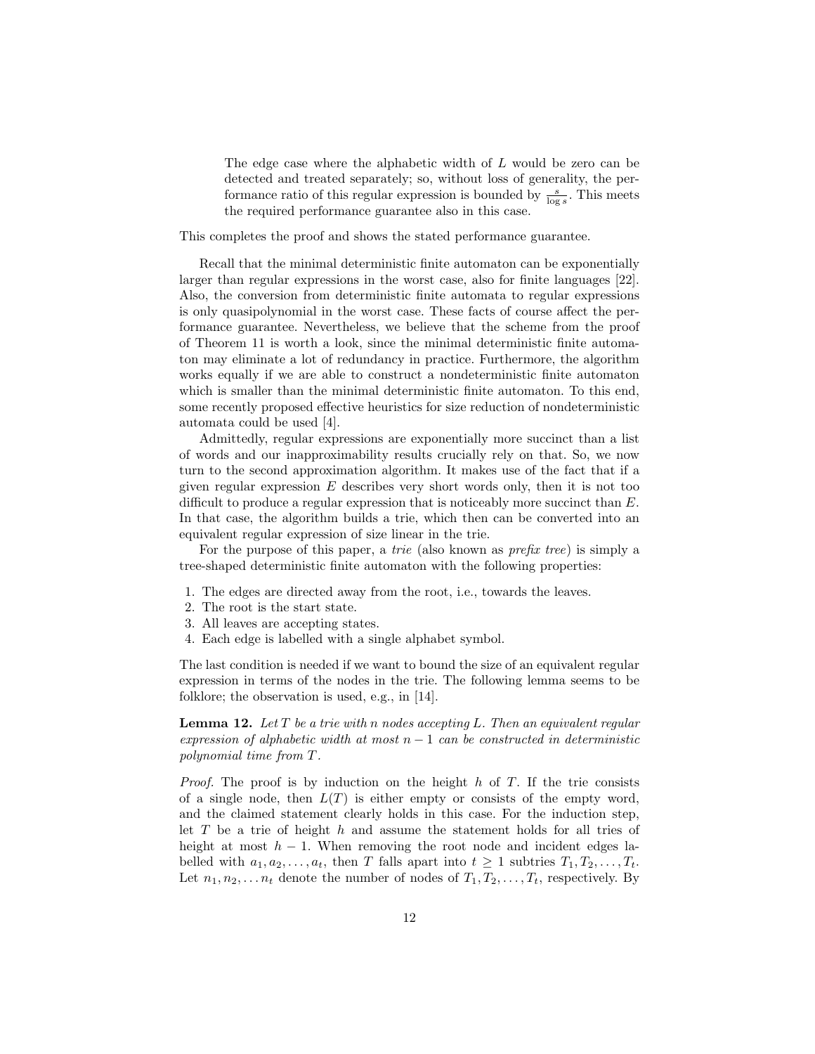The edge case where the alphabetic width of $L$ would be zero can be detected and treated separately; so, without loss of generality, the performance ratio of this regular expression is bounded by $\frac{s}{\log s}$. This meets the required performance guarantee also in this case.

This completes the proof and shows the stated performance guarantee.

Recall that the minimal deterministic finite automaton can be exponentially larger than regular expressions in the worst case, also for finite languages [22]. Also, the conversion from deterministic finite automata to regular expressions is only quasipolynomial in the worst case. These facts of course affect the performance guarantee. Nevertheless, we believe that the scheme from the proof of Theorem 11 is worth a look, since the minimal deterministic finite automaton may eliminate a lot of redundancy in practice. Furthermore, the algorithm works equally if we are able to construct a nondeterministic finite automaton which is smaller than the minimal deterministic finite automaton. To this end, some recently proposed effective heuristics for size reduction of nondeterministic automata could be used [4].

Admittedly, regular expressions are exponentially more succinct than a list of words and our inapproximability results crucially rely on that. So, we now turn to the second approximation algorithm. It makes use of the fact that if a given regular expression $E$ describes very short words only, then it is not too difficult to produce a regular expression that is noticeably more succinct than $E$. In that case, the algorithm builds a trie, which then can be converted into an equivalent regular expression of size linear in the trie.

For the purpose of this paper, a *trie* (also known as *prefix tree*) is simply a tree-shaped deterministic finite automaton with the following properties:

1. The edges are directed away from the root, i.e., towards the leaves.
2. The root is the start state.
3. All leaves are accepting states.
4. Each edge is labelled with a single alphabet symbol.

The last condition is needed if we want to bound the size of an equivalent regular expression in terms of the nodes in the trie. The following lemma seems to be folklore; the observation is used, e.g., in [14].

**Lemma 12.** *Let $T$ be a trie with $n$ nodes accepting $L$. Then an equivalent regular expression of alphabetic width at most $n-1$ can be constructed in deterministic polynomial time from $T$.*

*Proof.* The proof is by induction on the height $h$ of $T$. If the trie consists of a single node, then $L(T)$ is either empty or consists of the empty word, and the claimed statement clearly holds in this case. For the induction step, let $T$ be a trie of height $h$ and assume the statement holds for all tries of height at most $h-1$. When removing the root node and incident edges labelled with $a_1, a_2, \ldots, a_t$, then $T$ falls apart into $t \geq 1$ subtries $T_1, T_2, \ldots, T_t$. Let $n_1, n_2, \ldots n_t$ denote the number of nodes of $T_1, T_2, \ldots, T_t$, respectively. By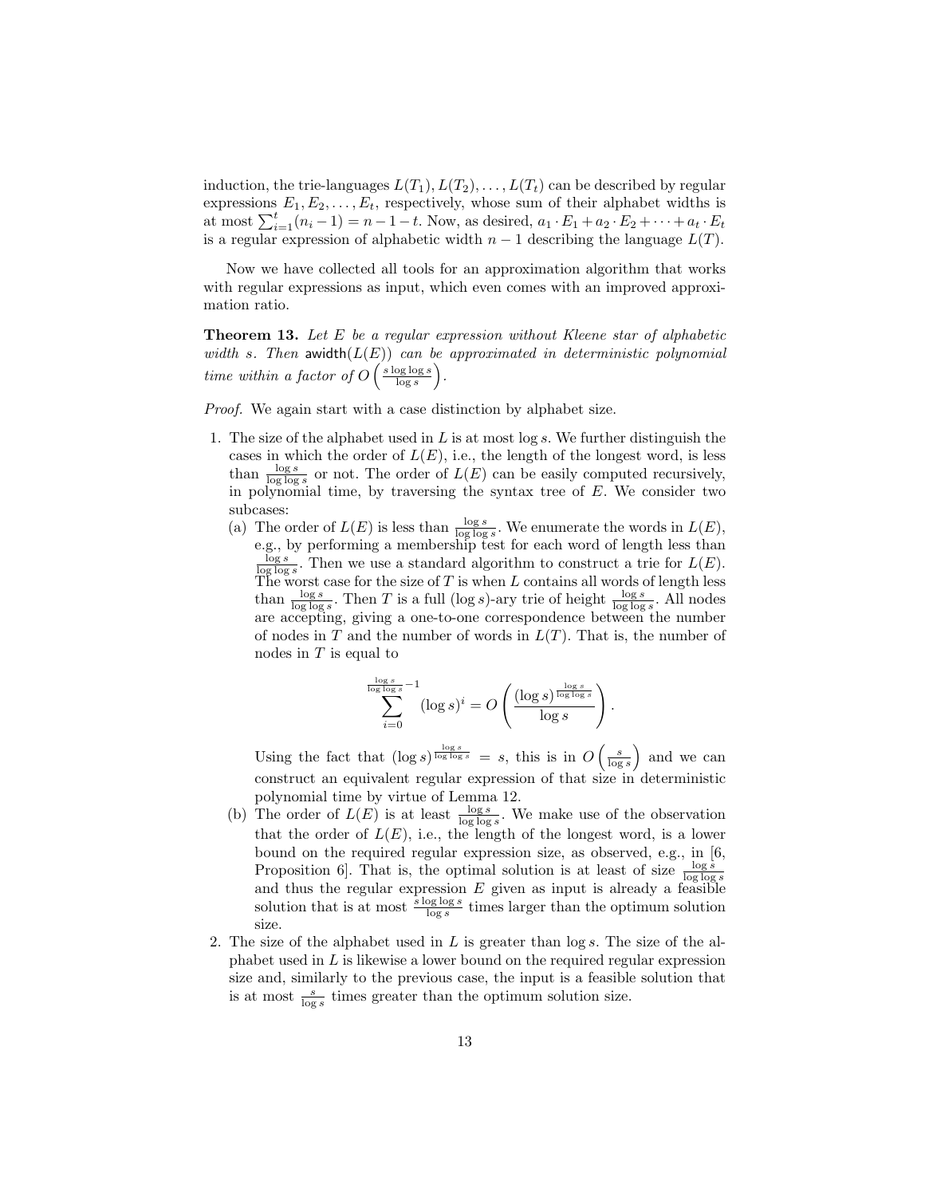induction, the trie-languages $L(T_1), L(T_2), \ldots, L(T_t)$ can be described by regular expressions $E_1, E_2, \ldots, E_t$, respectively, whose sum of their alphabet widths is at most $\sum_{i=1}^{t}(n_i - 1) = n - 1 - t$. Now, as desired, $a_1 \cdot E_1 + a_2 \cdot E_2 + \cdots + a_t \cdot E_t$ is a regular expression of alphabetic width $n - 1$ describing the language $L(T)$.

Now we have collected all tools for an approximation algorithm that works with regular expressions as input, which even comes with an improved approximation ratio.

**Theorem 13.** *Let $E$ be a regular expression without Kleene star of alphabetic width $s$. Then $\mathsf{awidth}(L(E))$ can be approximated in deterministic polynomial time within a factor of $O\left(\frac{s \log\log s}{\log s}\right)$.*

*Proof.* We again start with a case distinction by alphabet size.

1. The size of the alphabet used in $L$ is at most $\log s$. We further distinguish the cases in which the order of $L(E)$, i.e., the length of the longest word, is less than $\frac{\log s}{\log\log s}$ or not. The order of $L(E)$ can be easily computed recursively, in polynomial time, by traversing the syntax tree of $E$. We consider two subcases:
   (a) The order of $L(E)$ is less than $\frac{\log s}{\log\log s}$. We enumerate the words in $L(E)$, e.g., by performing a membership test for each word of length less than $\frac{\log s}{\log\log s}$. Then we use a standard algorithm to construct a trie for $L(E)$. The worst case for the size of $T$ is when $L$ contains all words of length less than $\frac{\log s}{\log\log s}$. Then $T$ is a full $(\log s)$-ary trie of height $\frac{\log s}{\log\log s}$. All nodes are accepting, giving a one-to-one correspondence between the number of nodes in $T$ and the number of words in $L(T)$. That is, the number of nodes in $T$ is equal to

$$\sum_{i=0}^{\frac{\log s}{\log\log s}-1} (\log s)^i = O\left(\frac{(\log s)^{\frac{\log s}{\log\log s}}}{\log s}\right).$$

   Using the fact that $(\log s)^{\frac{\log s}{\log\log s}} = s$, this is in $O\left(\frac{s}{\log s}\right)$ and we can construct an equivalent regular expression of that size in deterministic polynomial time by virtue of Lemma 12.
   (b) The order of $L(E)$ is at least $\frac{\log s}{\log\log s}$. We make use of the observation that the order of $L(E)$, i.e., the length of the longest word, is a lower bound on the required regular expression size, as observed, e.g., in [6, Proposition 6]. That is, the optimal solution is at least of size $\frac{\log s}{\log\log s}$ and thus the regular expression $E$ given as input is already a feasible solution that is at most $\frac{s \log\log s}{\log s}$ times larger than the optimum solution size.
2. The size of the alphabet used in $L$ is greater than $\log s$. The size of the alphabet used in $L$ is likewise a lower bound on the required regular expression size and, similarly to the previous case, the input is a feasible solution that is at most $\frac{s}{\log s}$ times greater than the optimum solution size.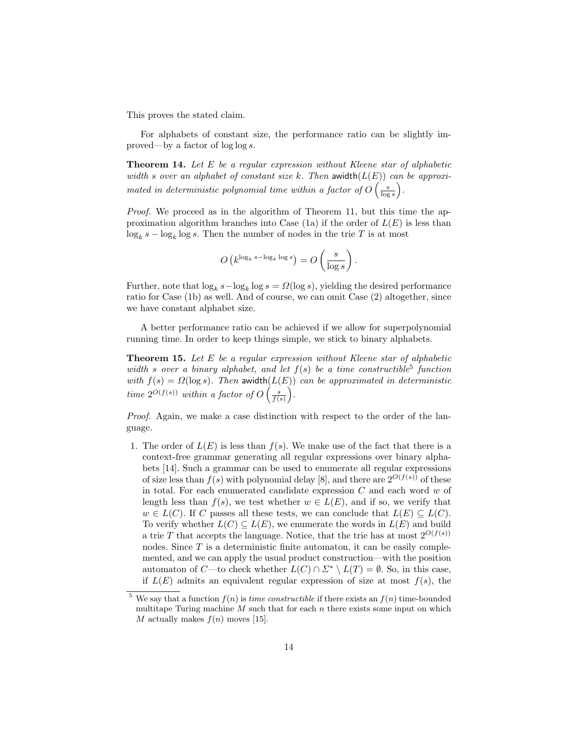This proves the stated claim.

For alphabets of constant size, the performance ratio can be slightly improved—by a factor of $\log \log s$.

**Theorem 14.** *Let $E$ be a regular expression without Kleene star of alphabetic width $s$ over an alphabet of constant size $k$. Then $\mathsf{awidth}(L(E))$ can be approximated in deterministic polynomial time within a factor of $O\left(\frac{s}{\log s}\right)$.*

*Proof.* We proceed as in the algorithm of Theorem 11, but this time the approximation algorithm branches into Case (1a) if the order of $L(E)$ is less than $\log_k s - \log_k \log s$. Then the number of nodes in the trie $T$ is at most

$$O\left(k^{\log_k s - \log_k \log s}\right) = O\left(\frac{s}{\log s}\right).$$

Further, note that $\log_k s - \log_k \log s = \Omega(\log s)$, yielding the desired performance ratio for Case (1b) as well. And of course, we can omit Case (2) altogether, since we have constant alphabet size.

A better performance ratio can be achieved if we allow for superpolynomial running time. In order to keep things simple, we stick to binary alphabets.

**Theorem 15.** *Let $E$ be a regular expression without Kleene star of alphabetic width $s$ over a binary alphabet, and let $f(s)$ be a time constructible[5] function with $f(s) = \Omega(\log s)$. Then $\mathsf{awidth}(L(E))$ can be approximated in deterministic time $2^{O(f(s))}$ within a factor of $O\left(\frac{s}{f(s)}\right)$.*

*Proof.* Again, we make a case distinction with respect to the order of the language.

1. The order of $L(E)$ is less than $f(s)$. We make use of the fact that there is a context-free grammar generating all regular expressions over binary alphabets [14]. Such a grammar can be used to enumerate all regular expressions of size less than $f(s)$ with polynomial delay [8], and there are $2^{O(f(s))}$ of these in total. For each enumerated candidate expression $C$ and each word $w$ of length less than $f(s)$, we test whether $w \in L(E)$, and if so, we verify that $w \in L(C)$. If $C$ passes all these tests, we can conclude that $L(E) \subseteq L(C)$. To verify whether $L(C) \subseteq L(E)$, we enumerate the words in $L(E)$ and build a trie $T$ that accepts the language. Notice, that the trie has at most $2^{O(f(s))}$ nodes. Since $T$ is a deterministic finite automaton, it can be easily complemented, and we can apply the usual product construction—with the position automaton of $C$—to check whether $L(C) \cap \Sigma^* \setminus L(T) = \emptyset$. So, in this case, if $L(E)$ admits an equivalent regular expression of size at most $f(s)$, the

[5] We say that a function $f(n)$ is *time constructible* if there exists an $f(n)$ time-bounded multitape Turing machine $M$ such that for each $n$ there exists some input on which $M$ actually makes $f(n)$ moves [15].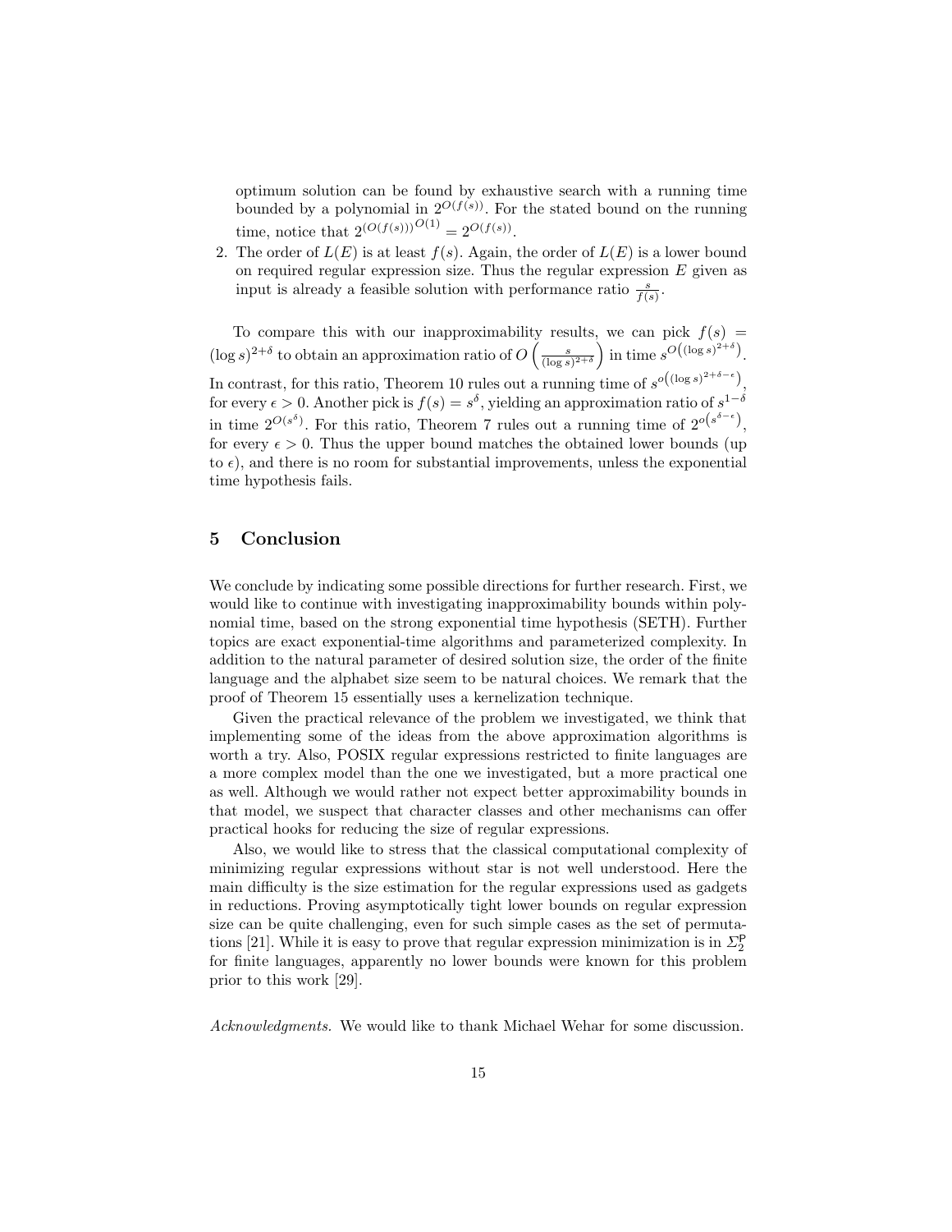optimum solution can be found by exhaustive search with a running time bounded by a polynomial in $2^{O(f(s))}$. For the stated bound on the running time, notice that $2^{(O(f(s)))^{O(1)}} = 2^{O(f(s))}$.

2. The order of $L(E)$ is at least $f(s)$. Again, the order of $L(E)$ is a lower bound on required regular expression size. Thus the regular expression $E$ given as input is already a feasible solution with performance ratio $\frac{s}{f(s)}$.

To compare this with our inapproximability results, we can pick $f(s) = (\log s)^{2+\delta}$ to obtain an approximation ratio of $O\left(\frac{s}{(\log s)^{2+\delta}}\right)$ in time $s^{O\left((\log s)^{2+\delta}\right)}$. In contrast, for this ratio, Theorem 10 rules out a running time of $s^{o\left((\log s)^{2+\delta-\epsilon}\right)}$, for every $\epsilon > 0$. Another pick is $f(s) = s^{\delta}$, yielding an approximation ratio of $s^{1-\delta}$ in time $2^{O(s^{\delta})}$. For this ratio, Theorem 7 rules out a running time of $2^{o\left(s^{\delta-\epsilon}\right)}$, for every $\epsilon > 0$. Thus the upper bound matches the obtained lower bounds (up to $\epsilon$), and there is no room for substantial improvements, unless the exponential time hypothesis fails.

## 5 Conclusion

We conclude by indicating some possible directions for further research. First, we would like to continue with investigating inapproximability bounds within polynomial time, based on the strong exponential time hypothesis (SETH). Further topics are exact exponential-time algorithms and parameterized complexity. In addition to the natural parameter of desired solution size, the order of the finite language and the alphabet size seem to be natural choices. We remark that the proof of Theorem 15 essentially uses a kernelization technique.

Given the practical relevance of the problem we investigated, we think that implementing some of the ideas from the above approximation algorithms is worth a try. Also, POSIX regular expressions restricted to finite languages are a more complex model than the one we investigated, but a more practical one as well. Although we would rather not expect better approximability bounds in that model, we suspect that character classes and other mechanisms can offer practical hooks for reducing the size of regular expressions.

Also, we would like to stress that the classical computational complexity of minimizing regular expressions without star is not well understood. Here the main difficulty is the size estimation for the regular expressions used as gadgets in reductions. Proving asymptotically tight lower bounds on regular expression size can be quite challenging, even for such simple cases as the set of permutations [21]. While it is easy to prove that regular expression minimization is in $\Sigma_2^{\mathrm{P}}$ for finite languages, apparently no lower bounds were known for this problem prior to this work [29].

*Acknowledgments.* We would like to thank Michael Wehar for some discussion.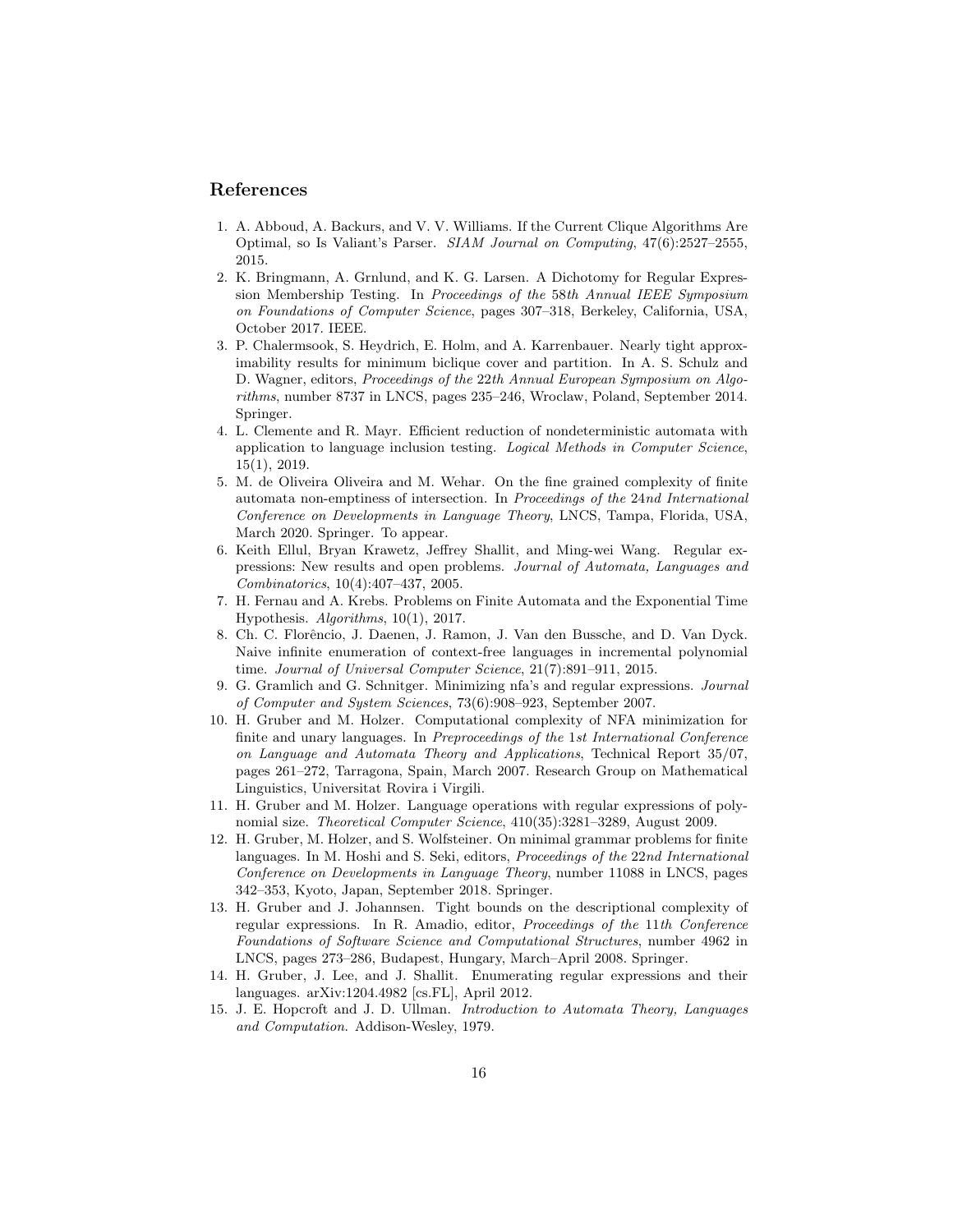## References

1. A. Abboud, A. Backurs, and V. V. Williams. If the Current Clique Algorithms Are Optimal, so Is Valiant's Parser. *SIAM Journal on Computing*, 47(6):2527–2555, 2015.
2. K. Bringmann, A. Grnlund, and K. G. Larsen. A Dichotomy for Regular Expression Membership Testing. In *Proceedings of the 58th Annual IEEE Symposium on Foundations of Computer Science*, pages 307–318, Berkeley, California, USA, October 2017. IEEE.
3. P. Chalermsook, S. Heydrich, E. Holm, and A. Karrenbauer. Nearly tight approximability results for minimum biclique cover and partition. In A. S. Schulz and D. Wagner, editors, *Proceedings of the 22th Annual European Symposium on Algorithms*, number 8737 in LNCS, pages 235–246, Wroclaw, Poland, September 2014. Springer.
4. L. Clemente and R. Mayr. Efficient reduction of nondeterministic automata with application to language inclusion testing. *Logical Methods in Computer Science*, 15(1), 2019.
5. M. de Oliveira Oliveira and M. Wehar. On the fine grained complexity of finite automata non-emptiness of intersection. In *Proceedings of the 24nd International Conference on Developments in Language Theory*, LNCS, Tampa, Florida, USA, March 2020. Springer. To appear.
6. Keith Ellul, Bryan Krawetz, Jeffrey Shallit, and Ming-wei Wang. Regular expressions: New results and open problems. *Journal of Automata, Languages and Combinatorics*, 10(4):407–437, 2005.
7. H. Fernau and A. Krebs. Problems on Finite Automata and the Exponential Time Hypothesis. *Algorithms*, 10(1), 2017.
8. Ch. C. Florêncio, J. Daenen, J. Ramon, J. Van den Bussche, and D. Van Dyck. Naive infinite enumeration of context-free languages in incremental polynomial time. *Journal of Universal Computer Science*, 21(7):891–911, 2015.
9. G. Gramlich and G. Schnitger. Minimizing nfa's and regular expressions. *Journal of Computer and System Sciences*, 73(6):908–923, September 2007.
10. H. Gruber and M. Holzer. Computational complexity of NFA minimization for finite and unary languages. In *Preproceedings of the 1st International Conference on Language and Automata Theory and Applications*, Technical Report 35/07, pages 261–272, Tarragona, Spain, March 2007. Research Group on Mathematical Linguistics, Universitat Rovira i Virgili.
11. H. Gruber and M. Holzer. Language operations with regular expressions of polynomial size. *Theoretical Computer Science*, 410(35):3281–3289, August 2009.
12. H. Gruber, M. Holzer, and S. Wolfsteiner. On minimal grammar problems for finite languages. In M. Hoshi and S. Seki, editors, *Proceedings of the 22nd International Conference on Developments in Language Theory*, number 11088 in LNCS, pages 342–353, Kyoto, Japan, September 2018. Springer.
13. H. Gruber and J. Johannsen. Tight bounds on the descriptional complexity of regular expressions. In R. Amadio, editor, *Proceedings of the 11th Conference Foundations of Software Science and Computational Structures*, number 4962 in LNCS, pages 273–286, Budapest, Hungary, March–April 2008. Springer.
14. H. Gruber, J. Lee, and J. Shallit. Enumerating regular expressions and their languages. arXiv:1204.4982 [cs.FL], April 2012.
15. J. E. Hopcroft and J. D. Ullman. *Introduction to Automata Theory, Languages and Computation.* Addison-Wesley, 1979.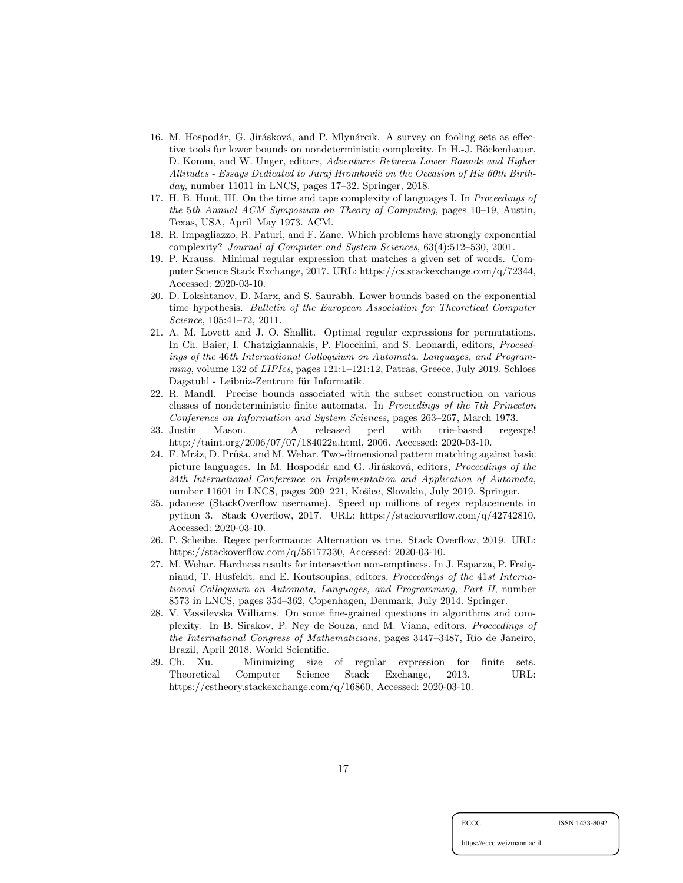16. M. Hospodár, G. Jirásková, and P. Mlynárcik. A survey on fooling sets as effective tools for lower bounds on nondeterministic complexity. In H.-J. Böckenhauer, D. Komm, and W. Unger, editors, *Adventures Between Lower Bounds and Higher Altitudes - Essays Dedicated to Juraj Hromkovič on the Occasion of His 60th Birthday*, number 11011 in LNCS, pages 17–32. Springer, 2018.
17. H. B. Hunt, III. On the time and tape complexity of languages I. In *Proceedings of the 5th Annual ACM Symposium on Theory of Computing*, pages 10–19, Austin, Texas, USA, April–May 1973. ACM.
18. R. Impagliazzo, R. Paturi, and F. Zane. Which problems have strongly exponential complexity? *Journal of Computer and System Sciences*, 63(4):512–530, 2001.
19. P. Krauss. Minimal regular expression that matches a given set of words. Computer Science Stack Exchange, 2017. URL: https://cs.stackexchange.com/q/72344, Accessed: 2020-03-10.
20. D. Lokshtanov, D. Marx, and S. Saurabh. Lower bounds based on the exponential time hypothesis. *Bulletin of the European Association for Theoretical Computer Science*, 105:41–72, 2011.
21. A. M. Lovett and J. O. Shallit. Optimal regular expressions for permutations. In Ch. Baier, I. Chatzigiannakis, P. Flocchini, and S. Leonardi, editors, *Proceedings of the 46th International Colloquium on Automata, Languages, and Programming*, volume 132 of *LIPIcs*, pages 121:1–121:12, Patras, Greece, July 2019. Schloss Dagstuhl - Leibniz-Zentrum für Informatik.
22. R. Mandl. Precise bounds associated with the subset construction on various classes of nondeterministic finite automata. In *Proceedings of the 7th Princeton Conference on Information and System Sciences*, pages 263–267, March 1973.
23. Justin Mason. A released perl with trie-based regexps! http://taint.org/2006/07/07/184022a.html, 2006. Accessed: 2020-03-10.
24. F. Mráz, D. Průša, and M. Wehar. Two-dimensional pattern matching against basic picture languages. In M. Hospodár and G. Jirásková, editors, *Proceedings of the 24th International Conference on Implementation and Application of Automata*, number 11601 in LNCS, pages 209–221, Košice, Slovakia, July 2019. Springer.
25. pdanese (StackOverflow username). Speed up millions of regex replacements in python 3. Stack Overflow, 2017. URL: https://stackoverflow.com/q/42742810, Accessed: 2020-03-10.
26. P. Scheibe. Regex performance: Alternation vs trie. Stack Overflow, 2019. URL: https://stackoverflow.com/q/56177330, Accessed: 2020-03-10.
27. M. Wehar. Hardness results for intersection non-emptiness. In J. Esparza, P. Fraigniaud, T. Husfeldt, and E. Koutsoupias, editors, *Proceedings of the 41st International Colloquium on Automata, Languages, and Programming, Part II*, number 8573 in LNCS, pages 354–362, Copenhagen, Denmark, July 2014. Springer.
28. V. Vassilevska Williams. On some fine-grained questions in algorithms and complexity. In B. Sirakov, P. Ney de Souza, and M. Viana, editors, *Proceedings of the International Congress of Mathematicians*, pages 3447–3487, Rio de Janeiro, Brazil, April 2018. World Scientific.
29. Ch. Xu. Minimizing size of regular expression for finite sets. Theoretical Computer Science Stack Exchange, 2013. URL: https://cstheory.stackexchange.com/q/16860, Accessed: 2020-03-10.

ECCC ISSN 1433-8092

https://eccc.weizmann.ac.il